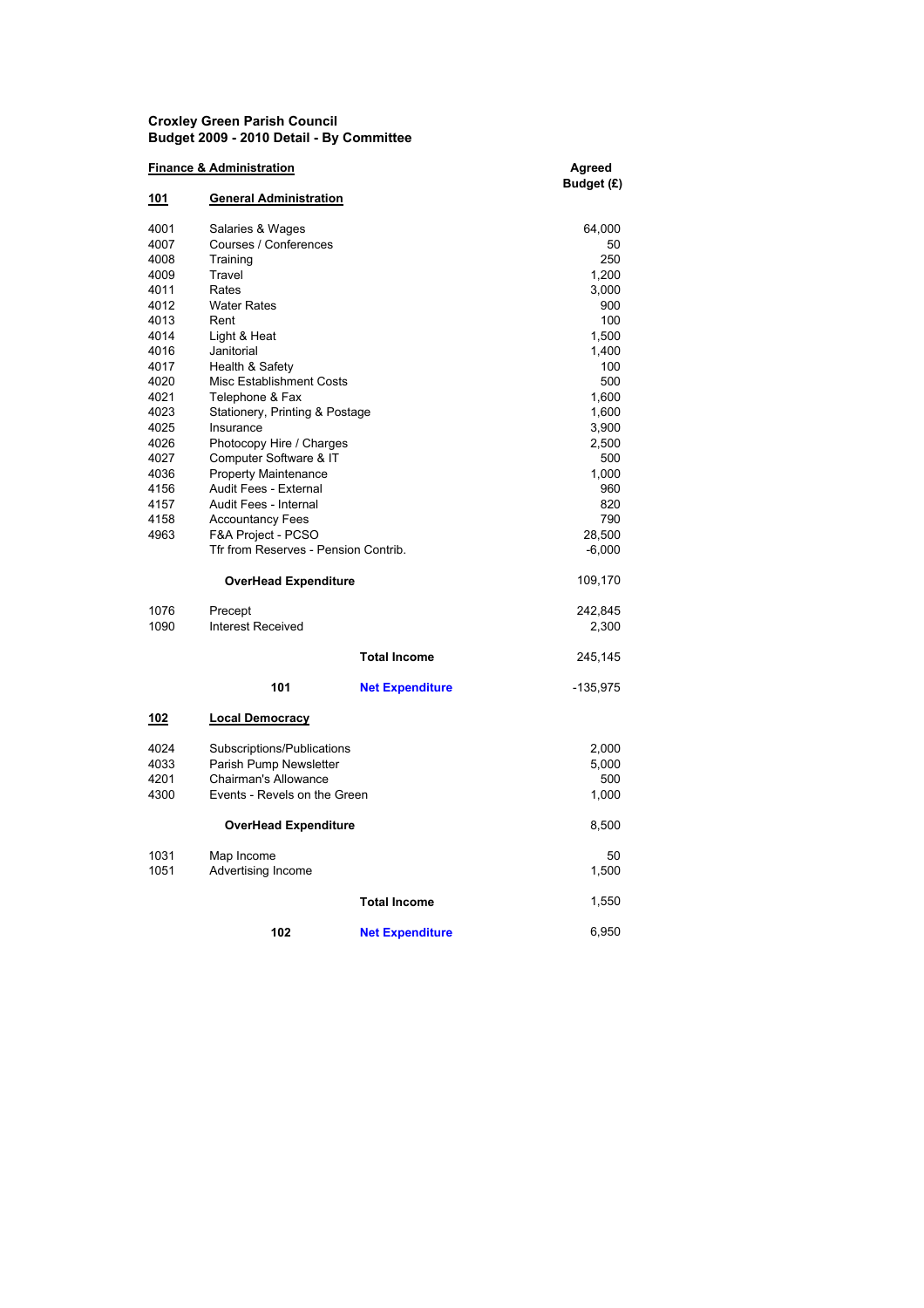**Croxley Green Parish Council**
**Budget 2009 - 2010 Detail - By Committee**

**Finance & Administration**

| | | | Agreed Budget (£) |
|---|---|---|---|
| **101** | **General Administration** | | |
| 4001 | Salaries & Wages | | 64,000 |
| 4007 | Courses / Conferences | | 50 |
| 4008 | Training | | 250 |
| 4009 | Travel | | 1,200 |
| 4011 | Rates | | 3,000 |
| 4012 | Water Rates | | 900 |
| 4013 | Rent | | 100 |
| 4014 | Light & Heat | | 1,500 |
| 4016 | Janitorial | | 1,400 |
| 4017 | Health & Safety | | 100 |
| 4020 | Misc Establishment Costs | | 500 |
| 4021 | Telephone & Fax | | 1,600 |
| 4023 | Stationery, Printing & Postage | | 1,600 |
| 4025 | Insurance | | 3,900 |
| 4026 | Photocopy Hire / Charges | | 2,500 |
| 4027 | Computer Software & IT | | 500 |
| 4036 | Property Maintenance | | 1,000 |
| 4156 | Audit Fees - External | | 960 |
| 4157 | Audit Fees - Internal | | 820 |
| 4158 | Accountancy Fees | | 790 |
| 4963 | F&A Project - PCSO | | 28,500 |
| | Tfr from Reserves - Pension Contrib. | | -6,000 |
| | **OverHead Expenditure** | | 109,170 |
| 1076 | Precept | | 242,845 |
| 1090 | Interest Received | | 2,300 |
| | | **Total Income** | 245,145 |
| | **101** | **Net Expenditure** | -135,975 |
| **102** | **Local Democracy** | | |
| 4024 | Subscriptions/Publications | | 2,000 |
| 4033 | Parish Pump Newsletter | | 5,000 |
| 4201 | Chairman's Allowance | | 500 |
| 4300 | Events - Revels on the Green | | 1,000 |
| | **OverHead Expenditure** | | 8,500 |
| 1031 | Map Income | | 50 |
| 1051 | Advertising Income | | 1,500 |
| | | **Total Income** | 1,550 |
| | **102** | **Net Expenditure** | 6,950 |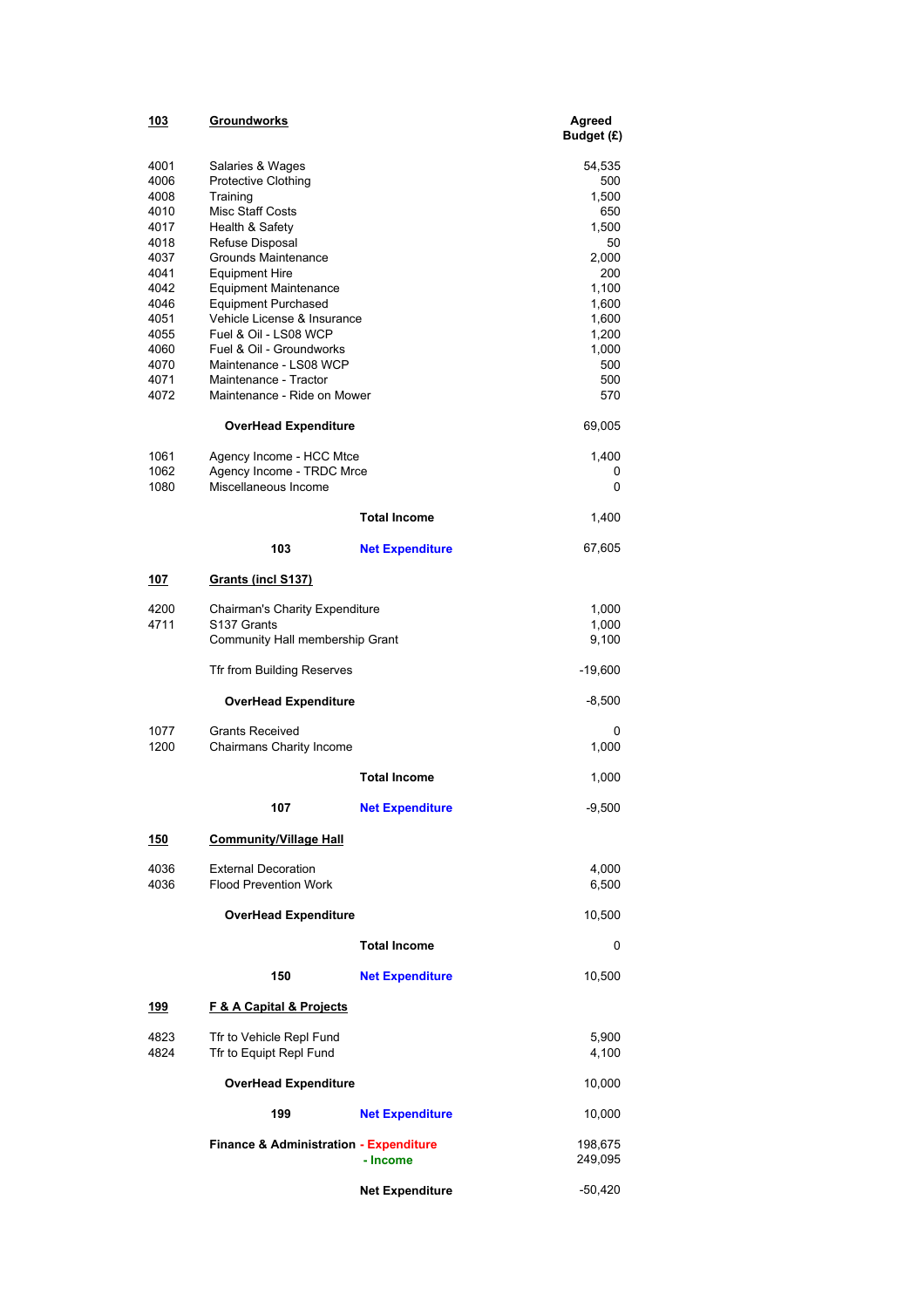| Code | Description | | Agreed Budget (£) |
|---|---|---|---|
| **103** | **Groundworks** | | |
| 4001 | Salaries & Wages | | 54,535 |
| 4006 | Protective Clothing | | 500 |
| 4008 | Training | | 1,500 |
| 4010 | Misc Staff Costs | | 650 |
| 4017 | Health & Safety | | 1,500 |
| 4018 | Refuse Disposal | | 50 |
| 4037 | Grounds Maintenance | | 2,000 |
| 4041 | Equipment Hire | | 200 |
| 4042 | Equipment Maintenance | | 1,100 |
| 4046 | Equipment Purchased | | 1,600 |
| 4051 | Vehicle License & Insurance | | 1,600 |
| 4055 | Fuel & Oil - LS08 WCP | | 1,200 |
| 4060 | Fuel & Oil - Groundworks | | 1,000 |
| 4070 | Maintenance - LS08 WCP | | 500 |
| 4071 | Maintenance - Tractor | | 500 |
| 4072 | Maintenance - Ride on Mower | | 570 |
| | **OverHead Expenditure** | | 69,005 |
| 1061 | Agency Income - HCC Mtce | | 1,400 |
| 1062 | Agency Income - TRDC Mrce | | 0 |
| 1080 | Miscellaneous Income | | 0 |
| | | **Total Income** | 1,400 |
| | **103** | **Net Expenditure** | 67,605 |
| **107** | **Grants (incl S137)** | | |
| 4200 | Chairman's Charity Expenditure | | 1,000 |
| 4711 | S137 Grants | | 1,000 |
| | Community Hall membership Grant | | 9,100 |
| | Tfr from Building Reserves | | -19,600 |
| | **OverHead Expenditure** | | -8,500 |
| 1077 | Grants Received | | 0 |
| 1200 | Chairmans Charity Income | | 1,000 |
| | | **Total Income** | 1,000 |
| | **107** | **Net Expenditure** | -9,500 |
| **150** | **Community/Village Hall** | | |
| 4036 | External Decoration | | 4,000 |
| 4036 | Flood Prevention Work | | 6,500 |
| | **OverHead Expenditure** | | 10,500 |
| | | **Total Income** | 0 |
| | **150** | **Net Expenditure** | 10,500 |
| **199** | **F & A Capital & Projects** | | |
| 4823 | Tfr to Vehicle Repl Fund | | 5,900 |
| 4824 | Tfr to Equipt Repl Fund | | 4,100 |
| | **OverHead Expenditure** | | 10,000 |
| | **199** | **Net Expenditure** | 10,000 |
| | **Finance & Administration** | **- Expenditure** | 198,675 |
| | | **- Income** | 249,095 |
| | | **Net Expenditure** | -50,420 |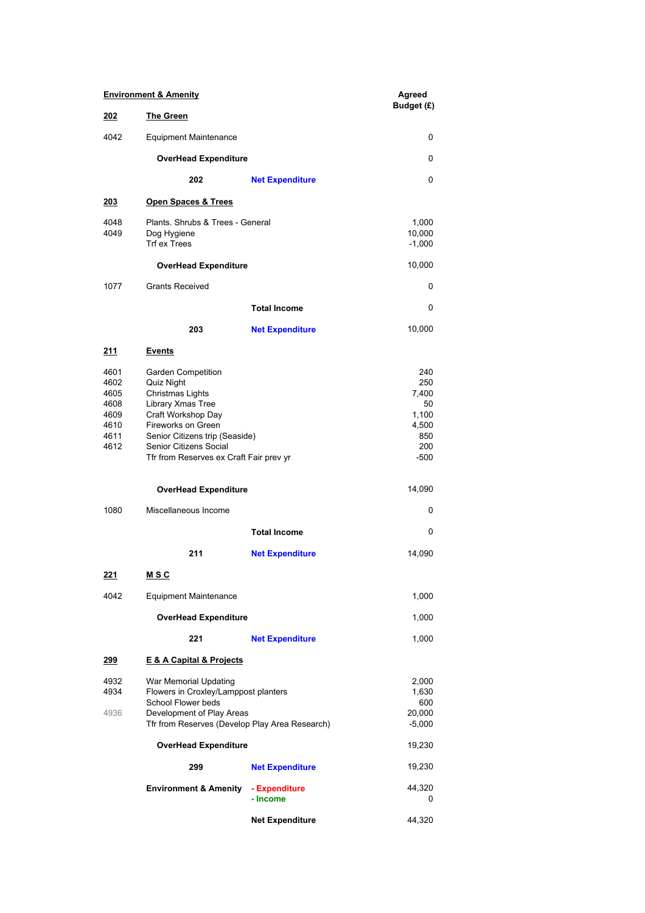| **Environment & Amenity** | | | **Agreed Budget (£)** |
|---|---|---|---|
| **202** | **The Green** | | |
| 4042 | Equipment Maintenance | | 0 |
| | **OverHead Expenditure** | | 0 |
| | **202** | **Net Expenditure** | 0 |
| **203** | **Open Spaces & Trees** | | |
| 4048 | Plants. Shrubs & Trees - General | | 1,000 |
| 4049 | Dog Hygiene | | 10,000 |
| | Trf ex Trees | | -1,000 |
| | **OverHead Expenditure** | | 10,000 |
| 1077 | Grants Received | | 0 |
| | | **Total Income** | 0 |
| | **203** | **Net Expenditure** | 10,000 |
| **211** | **Events** | | |
| 4601 | Garden Competition | | 240 |
| 4602 | Quiz Night | | 250 |
| 4605 | Christmas Lights | | 7,400 |
| 4608 | Library Xmas Tree | | 50 |
| 4609 | Craft Workshop Day | | 1,100 |
| 4610 | Fireworks on Green | | 4,500 |
| 4611 | Senior Citizens trip (Seaside) | | 850 |
| 4612 | Senior Citizens Social | | 200 |
| | Tfr from Reserves ex Craft Fair prev yr | | -500 |
| | **OverHead Expenditure** | | 14,090 |
| 1080 | Miscellaneous Income | | 0 |
| | | **Total Income** | 0 |
| | **211** | **Net Expenditure** | 14,090 |
| **221** | **M S C** | | |
| 4042 | Equipment Maintenance | | 1,000 |
| | **OverHead Expenditure** | | 1,000 |
| | **221** | **Net Expenditure** | 1,000 |
| **299** | **E & A Capital & Projects** | | |
| 4932 | War Memorial Updating | | 2,000 |
| 4934 | Flowers in Croxley/Lamppost planters | | 1,630 |
| | School Flower beds | | 600 |
| 4936 | Development of Play Areas | | 20,000 |
| | Tfr from Reserves (Develop Play Area Research) | | -5,000 |
| | **OverHead Expenditure** | | 19,230 |
| | **299** | **Net Expenditure** | 19,230 |
| | **Environment & Amenity** | **- Expenditure** | 44,320 |
| | | **- Income** | 0 |
| | | **Net Expenditure** | 44,320 |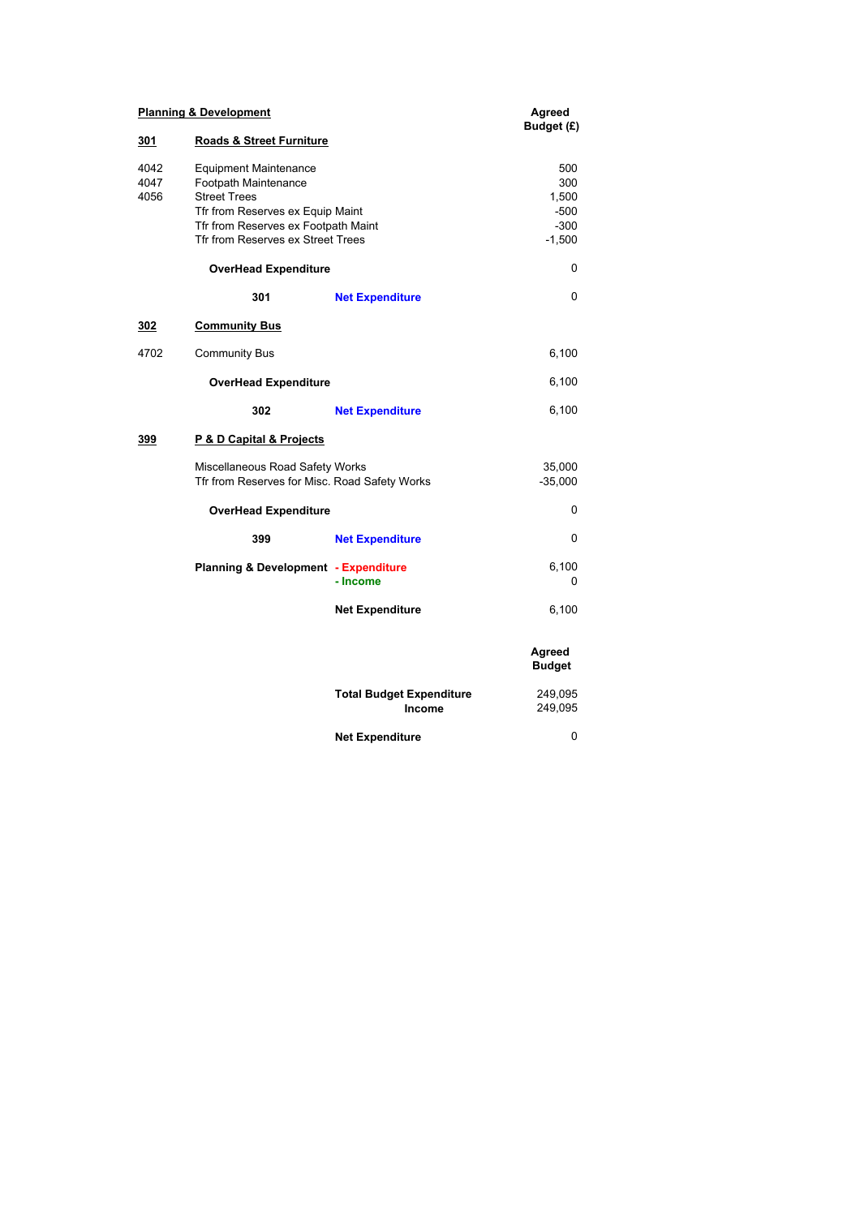| Planning & Development | | | Agreed Budget (£) |
|---|---|---|---|
| **301** | **Roads & Street Furniture** | | |
| 4042 | Equipment Maintenance | | 500 |
| 4047 | Footpath Maintenance | | 300 |
| 4056 | Street Trees | | 1,500 |
| | Tfr from Reserves ex Equip Maint | | -500 |
| | Tfr from Reserves ex Footpath Maint | | -300 |
| | Tfr from Reserves ex Street Trees | | -1,500 |
| | **OverHead Expenditure** | | 0 |
| | **301** | **Net Expenditure** | 0 |
| **302** | **Community Bus** | | |
| 4702 | Community Bus | | 6,100 |
| | **OverHead Expenditure** | | 6,100 |
| | **302** | **Net Expenditure** | 6,100 |
| **399** | **P & D Capital & Projects** | | |
| | Miscellaneous Road Safety Works | | 35,000 |
| | Tfr from Reserves for Misc. Road Safety Works | | -35,000 |
| | **OverHead Expenditure** | | 0 |
| | **399** | **Net Expenditure** | 0 |
| | **Planning & Development** | **- Expenditure** | 6,100 |
| | | **- Income** | 0 |
| | | **Net Expenditure** | 6,100 |

| | | Agreed Budget |
|---|---|---|
| | **Total Budget Expenditure** | 249,095 |
| | **Income** | 249,095 |
| | **Net Expenditure** | 0 |